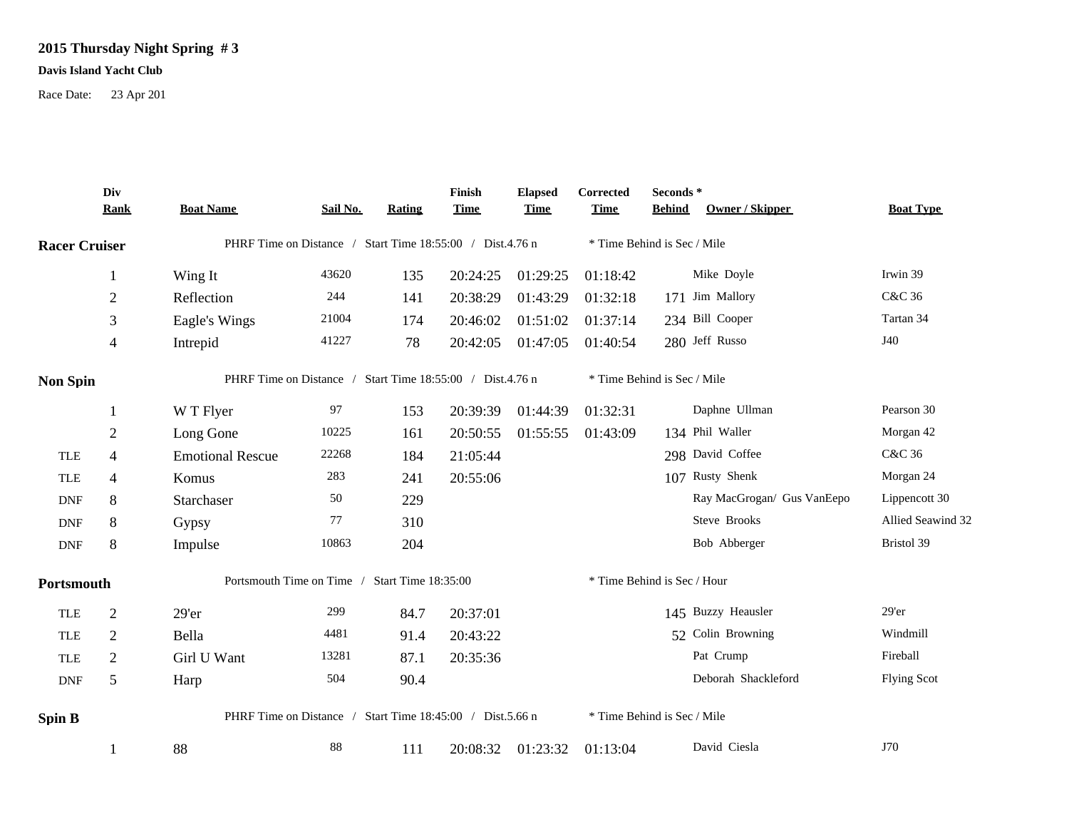**2015 Thursday Night Spring # 3**

**Davis Island Yacht Club**

Race Date: 23 Apr 201

| | Div Rank | Boat Name | Sail No. | Rating | Finish Time | Elapsed Time | Corrected Time | Seconds * Behind | Owner / Skipper | Boat Type |
|---|---|---|---|---|---|---|---|---|---|---|
| **Racer Cruiser** | | PHRF Time on Distance / Start Time 18:55:00 / Dist.4.76 n | | | | | * Time Behind is Sec / Mile | | | |
| | 1 | Wing It | 43620 | 135 | 20:24:25 | 01:29:25 | 01:18:42 | | Mike Doyle | Irwin 39 |
| | 2 | Reflection | 244 | 141 | 20:38:29 | 01:43:29 | 01:32:18 | 171 | Jim Mallory | C&C 36 |
| | 3 | Eagle's Wings | 21004 | 174 | 20:46:02 | 01:51:02 | 01:37:14 | 234 | Bill Cooper | Tartan 34 |
| | 4 | Intrepid | 41227 | 78 | 20:42:05 | 01:47:05 | 01:40:54 | 280 | Jeff Russo | J40 |
| **Non Spin** | | PHRF Time on Distance / Start Time 18:55:00 / Dist.4.76 n | | | | | * Time Behind is Sec / Mile | | | |
| | 1 | W T Flyer | 97 | 153 | 20:39:39 | 01:44:39 | 01:32:31 | | Daphne Ullman | Pearson 30 |
| | 2 | Long Gone | 10225 | 161 | 20:50:55 | 01:55:55 | 01:43:09 | 134 | Phil Waller | Morgan 42 |
| TLE | 4 | Emotional Rescue | 22268 | 184 | 21:05:44 | | | 298 | David Coffee | C&C 36 |
| TLE | 4 | Komus | 283 | 241 | 20:55:06 | | | 107 | Rusty Shenk | Morgan 24 |
| DNF | 8 | Starchaser | 50 | 229 | | | | | Ray MacGrogan/ Gus VanEepo | Lippencott 30 |
| DNF | 8 | Gypsy | 77 | 310 | | | | | Steve Brooks | Allied Seawind 32 |
| DNF | 8 | Impulse | 10863 | 204 | | | | | Bob Abberger | Bristol 39 |
| **Portsmouth** | | Portsmouth Time on Time / Start Time 18:35:00 | | | | | * Time Behind is Sec / Hour | | | |
| TLE | 2 | 29'er | 299 | 84.7 | 20:37:01 | | | 145 | Buzzy Heausler | 29'er |
| TLE | 2 | Bella | 4481 | 91.4 | 20:43:22 | | | 52 | Colin Browning | Windmill |
| TLE | 2 | Girl U Want | 13281 | 87.1 | 20:35:36 | | | | Pat Crump | Fireball |
| DNF | 5 | Harp | 504 | 90.4 | | | | | Deborah Shackleford | Flying Scot |
| **Spin B** | | PHRF Time on Distance / Start Time 18:45:00 / Dist.5.66 n | | | | | * Time Behind is Sec / Mile | | | |
| | 1 | 88 | 88 | 111 | 20:08:32 | 01:23:32 | 01:13:04 | | David Ciesla | J70 |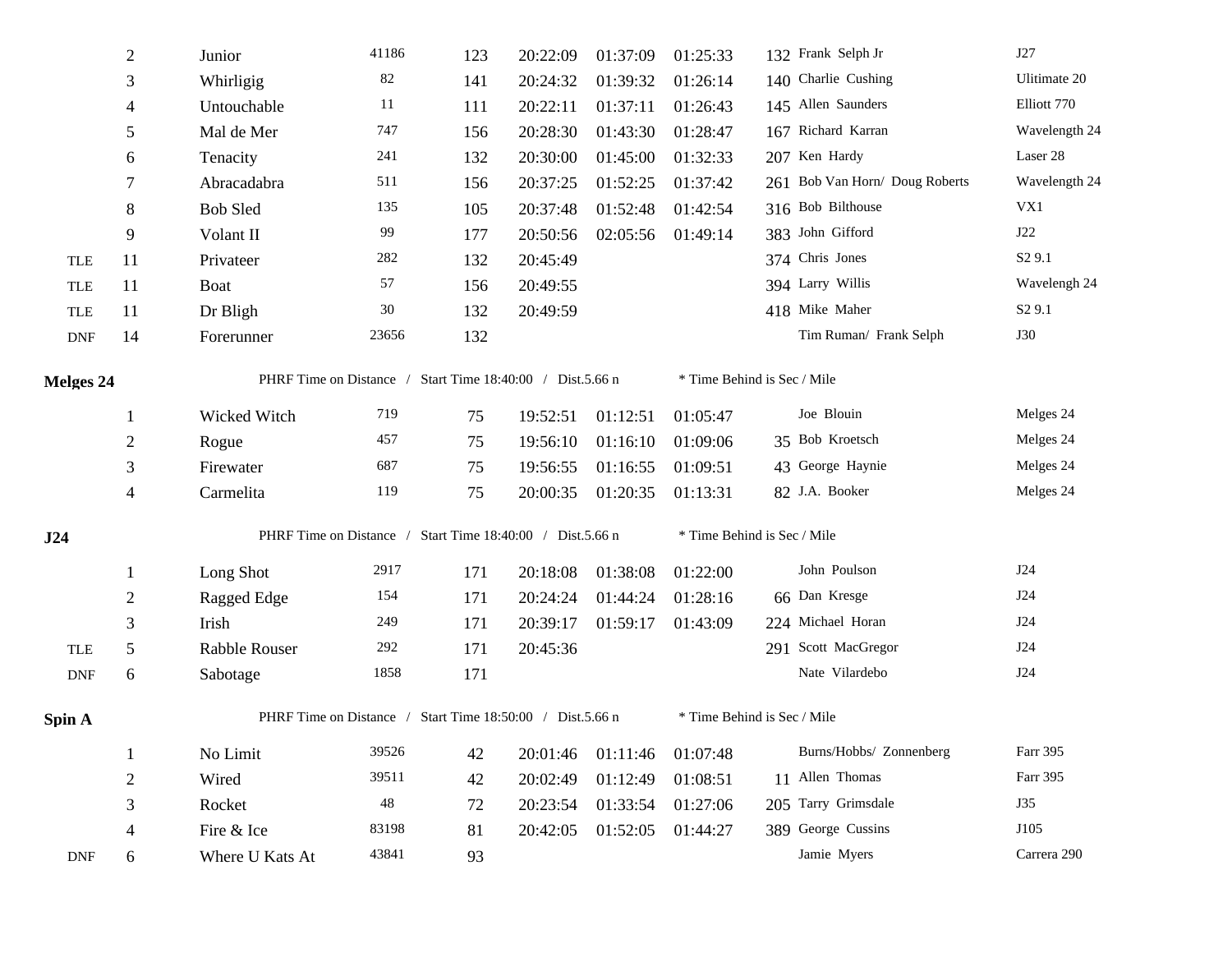| | | | | | | | | | | |
|---|---|---|---|---|---|---|---|---|---|---|
| | 2 | Junior | 41186 | 123 | 20:22:09 | 01:37:09 | 01:25:33 | 132 | Frank Selph Jr | J27 |
| | 3 | Whirligig | 82 | 141 | 20:24:32 | 01:39:32 | 01:26:14 | 140 | Charlie Cushing | Ulitimate 20 |
| | 4 | Untouchable | 11 | 111 | 20:22:11 | 01:37:11 | 01:26:43 | 145 | Allen Saunders | Elliott 770 |
| | 5 | Mal de Mer | 747 | 156 | 20:28:30 | 01:43:30 | 01:28:47 | 167 | Richard Karran | Wavelength 24 |
| | 6 | Tenacity | 241 | 132 | 20:30:00 | 01:45:00 | 01:32:33 | 207 | Ken Hardy | Laser 28 |
| | 7 | Abracadabra | 511 | 156 | 20:37:25 | 01:52:25 | 01:37:42 | 261 | Bob Van Horn/ Doug Roberts | Wavelength 24 |
| | 8 | Bob Sled | 135 | 105 | 20:37:48 | 01:52:48 | 01:42:54 | 316 | Bob Bilthouse | VX1 |
| | 9 | Volant II | 99 | 177 | 20:50:56 | 02:05:56 | 01:49:14 | 383 | John Gifford | J22 |
| TLE | 11 | Privateer | 282 | 132 | 20:45:49 | | | 374 | Chris Jones | S2 9.1 |
| TLE | 11 | Boat | 57 | 156 | 20:49:55 | | | 394 | Larry Willis | Wavelengh 24 |
| TLE | 11 | Dr Bligh | 30 | 132 | 20:49:59 | | | 418 | Mike Maher | S2 9.1 |
| DNF | 14 | Forerunner | 23656 | 132 | | | | | Tim Ruman/ Frank Selph | J30 |

**Melges 24** — PHRF Time on Distance / Start Time 18:40:00 / Dist.5.66 n — * Time Behind is Sec / Mile

| | | | | | | | | | | |
|---|---|---|---|---|---|---|---|---|---|---|
| | 1 | Wicked Witch | 719 | 75 | 19:52:51 | 01:12:51 | 01:05:47 | | Joe Blouin | Melges 24 |
| | 2 | Rogue | 457 | 75 | 19:56:10 | 01:16:10 | 01:09:06 | 35 | Bob Kroetsch | Melges 24 |
| | 3 | Firewater | 687 | 75 | 19:56:55 | 01:16:55 | 01:09:51 | 43 | George Haynie | Melges 24 |
| | 4 | Carmelita | 119 | 75 | 20:00:35 | 01:20:35 | 01:13:31 | 82 | J.A. Booker | Melges 24 |

**J24** — PHRF Time on Distance / Start Time 18:40:00 / Dist.5.66 n — * Time Behind is Sec / Mile

| | | | | | | | | | | |
|---|---|---|---|---|---|---|---|---|---|---|
| | 1 | Long Shot | 2917 | 171 | 20:18:08 | 01:38:08 | 01:22:00 | | John Poulson | J24 |
| | 2 | Ragged Edge | 154 | 171 | 20:24:24 | 01:44:24 | 01:28:16 | 66 | Dan Kresge | J24 |
| | 3 | Irish | 249 | 171 | 20:39:17 | 01:59:17 | 01:43:09 | 224 | Michael Horan | J24 |
| TLE | 5 | Rabble Rouser | 292 | 171 | 20:45:36 | | | 291 | Scott MacGregor | J24 |
| DNF | 6 | Sabotage | 1858 | 171 | | | | | Nate Vilardebo | J24 |

**Spin A** — PHRF Time on Distance / Start Time 18:50:00 / Dist.5.66 n — * Time Behind is Sec / Mile

| | | | | | | | | | | |
|---|---|---|---|---|---|---|---|---|---|---|
| | 1 | No Limit | 39526 | 42 | 20:01:46 | 01:11:46 | 01:07:48 | | Burns/Hobbs/ Zonnenberg | Farr 395 |
| | 2 | Wired | 39511 | 42 | 20:02:49 | 01:12:49 | 01:08:51 | 11 | Allen Thomas | Farr 395 |
| | 3 | Rocket | 48 | 72 | 20:23:54 | 01:33:54 | 01:27:06 | 205 | Tarry Grimsdale | J35 |
| | 4 | Fire & Ice | 83198 | 81 | 20:42:05 | 01:52:05 | 01:44:27 | 389 | George Cussins | J105 |
| DNF | 6 | Where U Kats At | 43841 | 93 | | | | | Jamie Myers | Carrera 290 |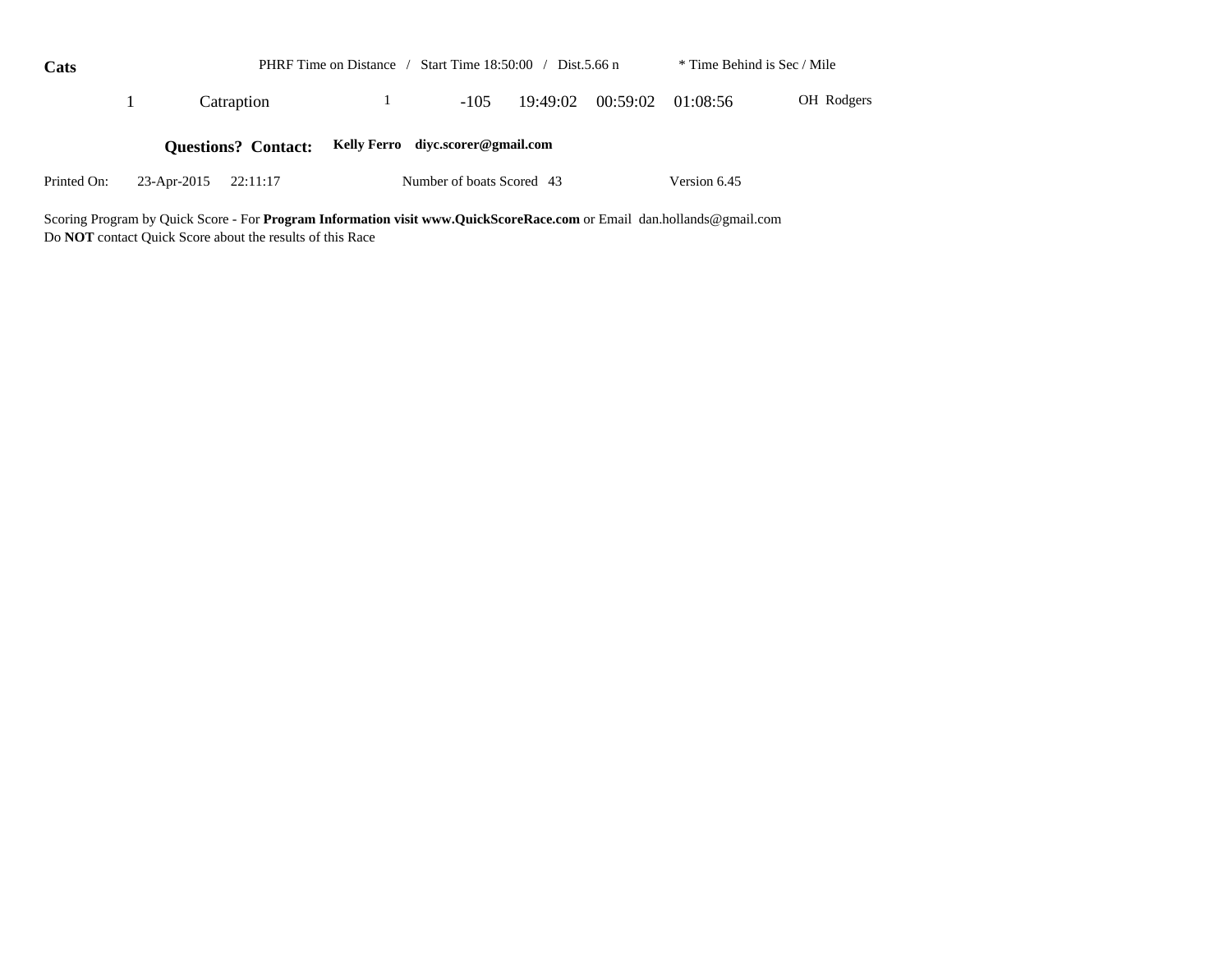**Cats** PHRF Time on Distance / Start Time 18:50:00 / Dist.5.66 n * Time Behind is Sec / Mile

| | | | | | | | |
|---|---|---|---|---|---|---|---|
| 1 | Catraption | 1 | -105 | 19:49:02 | 00:59:02 | 01:08:56 | OH Rodgers |

**Questions? Contact:** **Kelly Ferro diyc.scorer@gmail.com**

Printed On: 23-Apr-2015 22:11:17 Number of boats Scored 43 Version 6.45

Scoring Program by Quick Score - For **Program Information visit www.QuickScoreRace.com** or Email dan.hollands@gmail.com
Do **NOT** contact Quick Score about the results of this Race